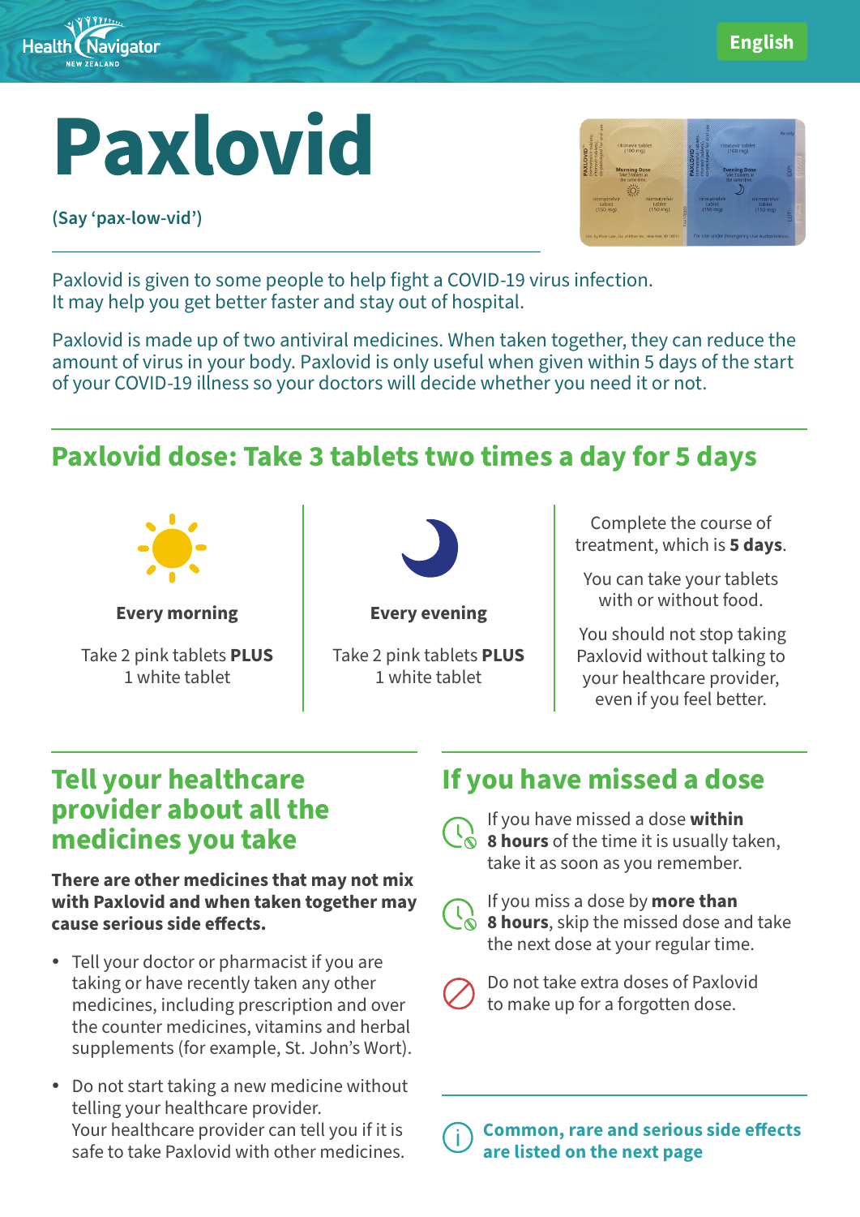English

# Paxlovid

(Say 'pax-low-vid')

Paxlovid is given to some people to help fight a COVID-19 virus infection. It may help you get better faster and stay out of hospital.

Paxlovid is made up of two antiviral medicines. When taken together, they can reduce the amount of virus in your body. Paxlovid is only useful when given within 5 days of the start of your COVID-19 illness so your doctors will decide whether you need it or not.

## Paxlovid dose: Take 3 tablets two times a day for 5 days

**Every morning**

Take 2 pink tablets **PLUS** 1 white tablet

**Every evening**

Take 2 pink tablets **PLUS** 1 white tablet

Complete the course of treatment, which is **5 days**.

You can take your tablets with or without food.

You should not stop taking Paxlovid without talking to your healthcare provider, even if you feel better.

## Tell your healthcare provider about all the medicines you take

**There are other medicines that may not mix with Paxlovid and when taken together may cause serious side effects.**

- Tell your doctor or pharmacist if you are taking or have recently taken any other medicines, including prescription and over the counter medicines, vitamins and herbal supplements (for example, St. John's Wort).
- Do not start taking a new medicine without telling your healthcare provider. Your healthcare provider can tell you if it is safe to take Paxlovid with other medicines.

## If you have missed a dose

If you have missed a dose **within 8 hours** of the time it is usually taken, take it as soon as you remember.

If you miss a dose by **more than 8 hours**, skip the missed dose and take the next dose at your regular time.

Do not take extra doses of Paxlovid to make up for a forgotten dose.

**Common, rare and serious side effects are listed on the next page**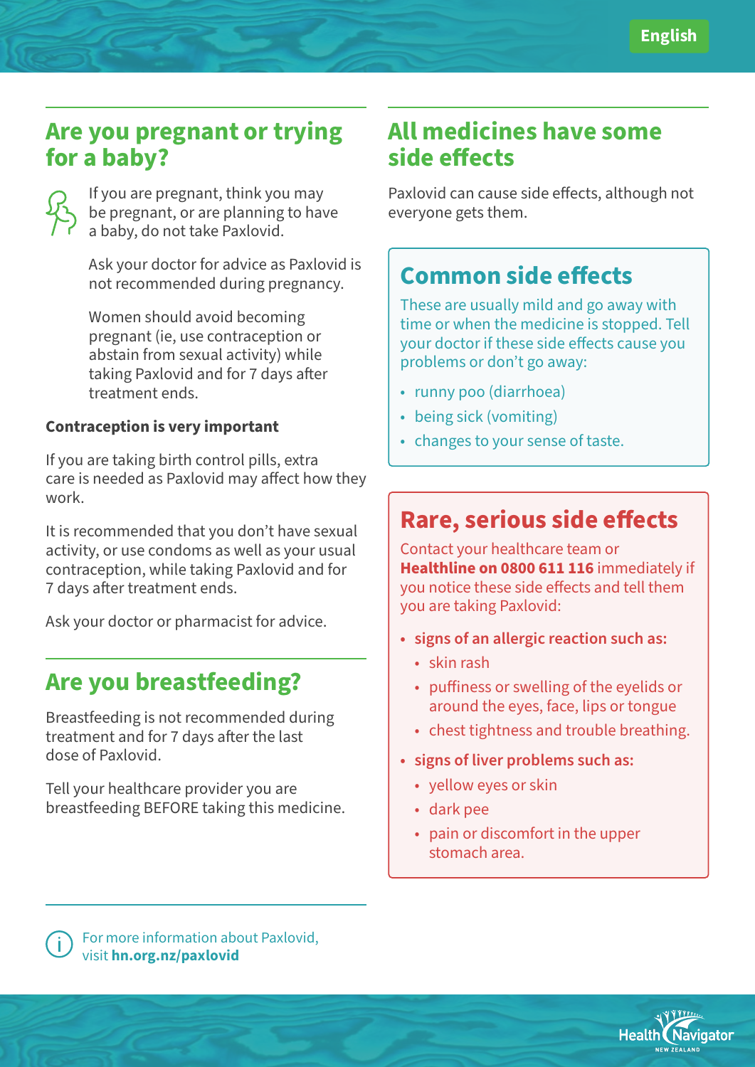## Are you pregnant or trying for a baby?

If you are pregnant, think you may be pregnant, or are planning to have a baby, do not take Paxlovid.

Ask your doctor for advice as Paxlovid is not recommended during pregnancy.

Women should avoid becoming pregnant (ie, use contraception or abstain from sexual activity) while taking Paxlovid and for 7 days after treatment ends.

**Contraception is very important**

If you are taking birth control pills, extra care is needed as Paxlovid may affect how they work.

It is recommended that you don't have sexual activity, or use condoms as well as your usual contraception, while taking Paxlovid and for 7 days after treatment ends.

Ask your doctor or pharmacist for advice.

## Are you breastfeeding?

Breastfeeding is not recommended during treatment and for 7 days after the last dose of Paxlovid.

Tell your healthcare provider you are breastfeeding BEFORE taking this medicine.

For more information about Paxlovid, visit **hn.org.nz/paxlovid**

## All medicines have some side effects

Paxlovid can cause side effects, although not everyone gets them.

### Common side effects

These are usually mild and go away with time or when the medicine is stopped. Tell your doctor if these side effects cause you problems or don't go away:

- runny poo (diarrhoea)
- being sick (vomiting)
- changes to your sense of taste.

### Rare, serious side effects

Contact your healthcare team or **Healthline on 0800 611 116** immediately if you notice these side effects and tell them you are taking Paxlovid:

- **signs of an allergic reaction such as:**
  - skin rash
  - puffiness or swelling of the eyelids or around the eyes, face, lips or tongue
  - chest tightness and trouble breathing.
- **signs of liver problems such as:**
  - yellow eyes or skin
  - dark pee
  - pain or discomfort in the upper stomach area.